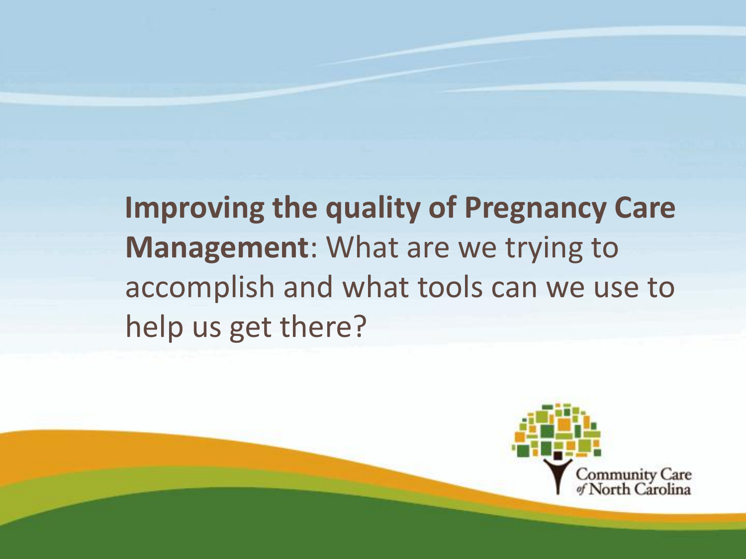# **Improving the quality of Pregnancy Care Management**: What are we trying to accomplish and what tools can we use to help us get there?

Community Care of North Carolina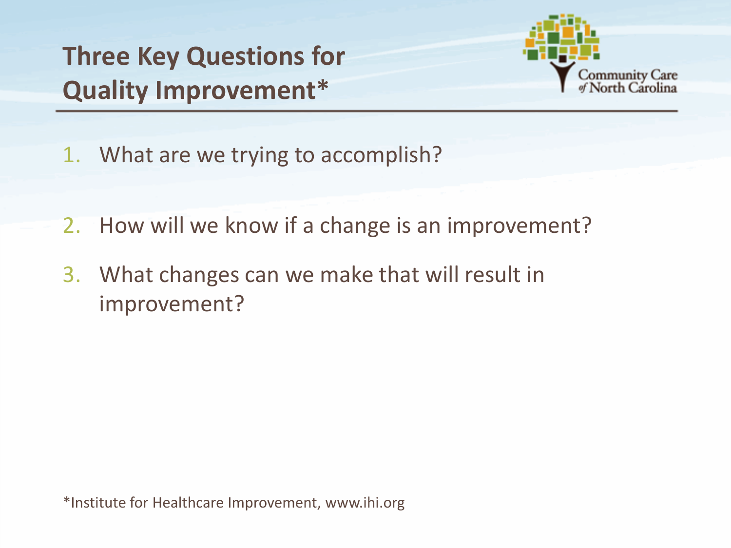# Three Key Questions for Quality Improvement*

1. What are we trying to accomplish?
2. How will we know if a change is an improvement?
3. What changes can we make that will result in improvement?

*Institute for Healthcare Improvement, www.ihi.org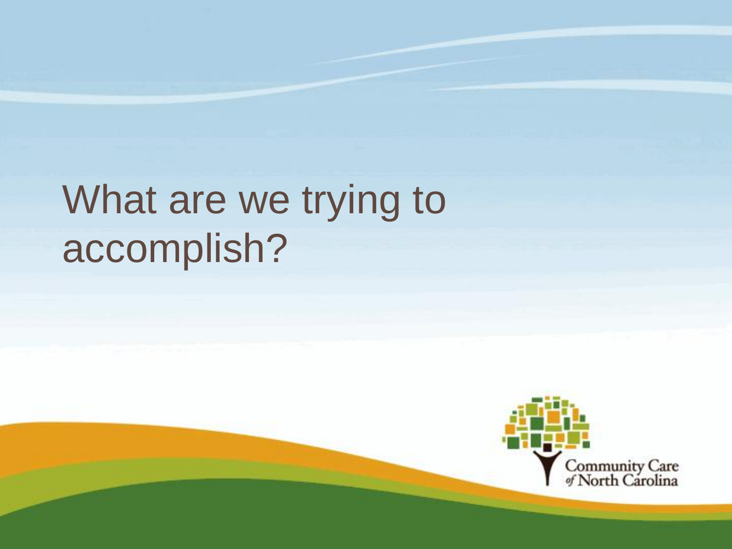# What are we trying to accomplish?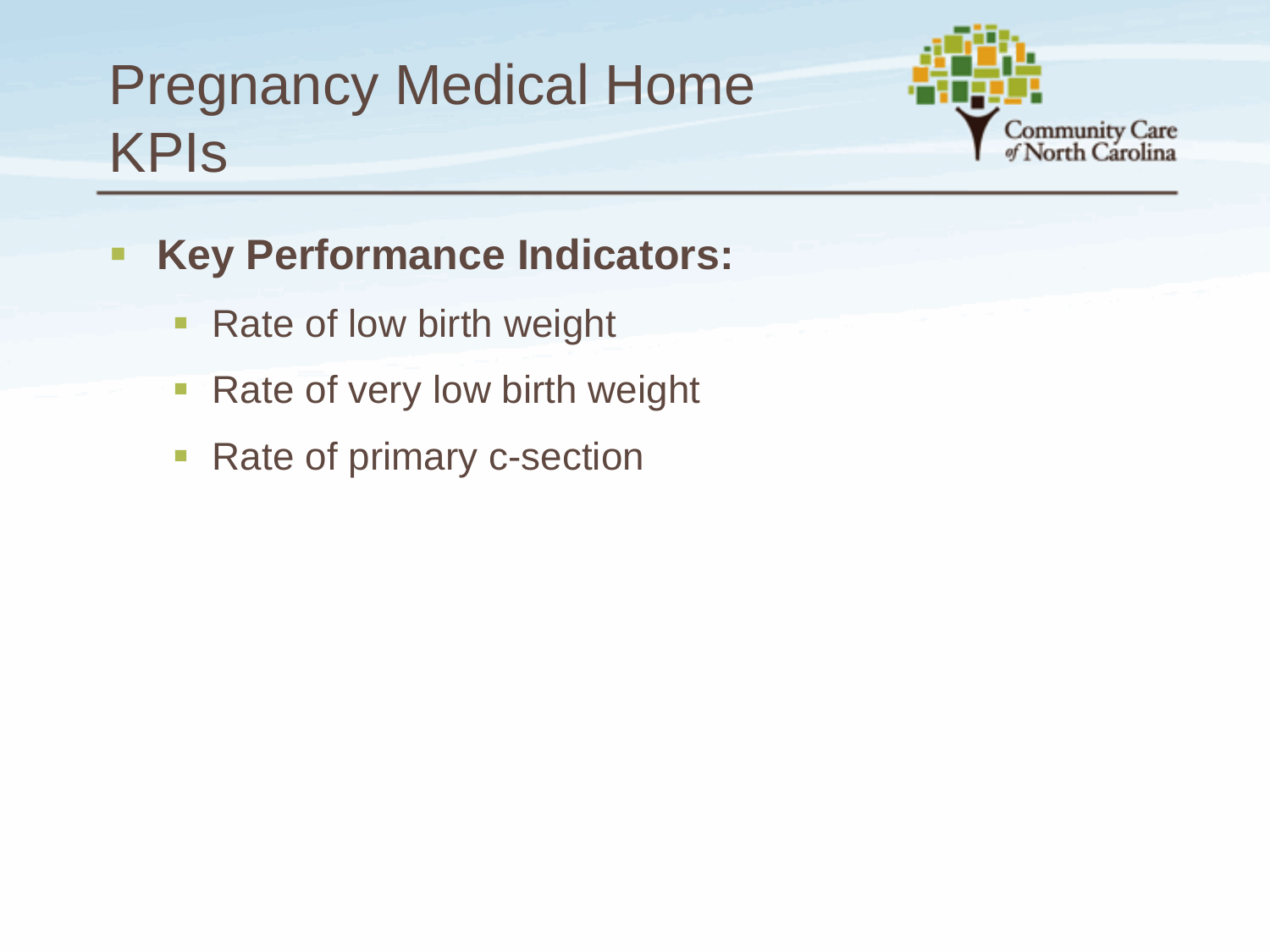# Pregnancy Medical Home KPIs

- **Key Performance Indicators:**
  - Rate of low birth weight
  - Rate of very low birth weight
  - Rate of primary c-section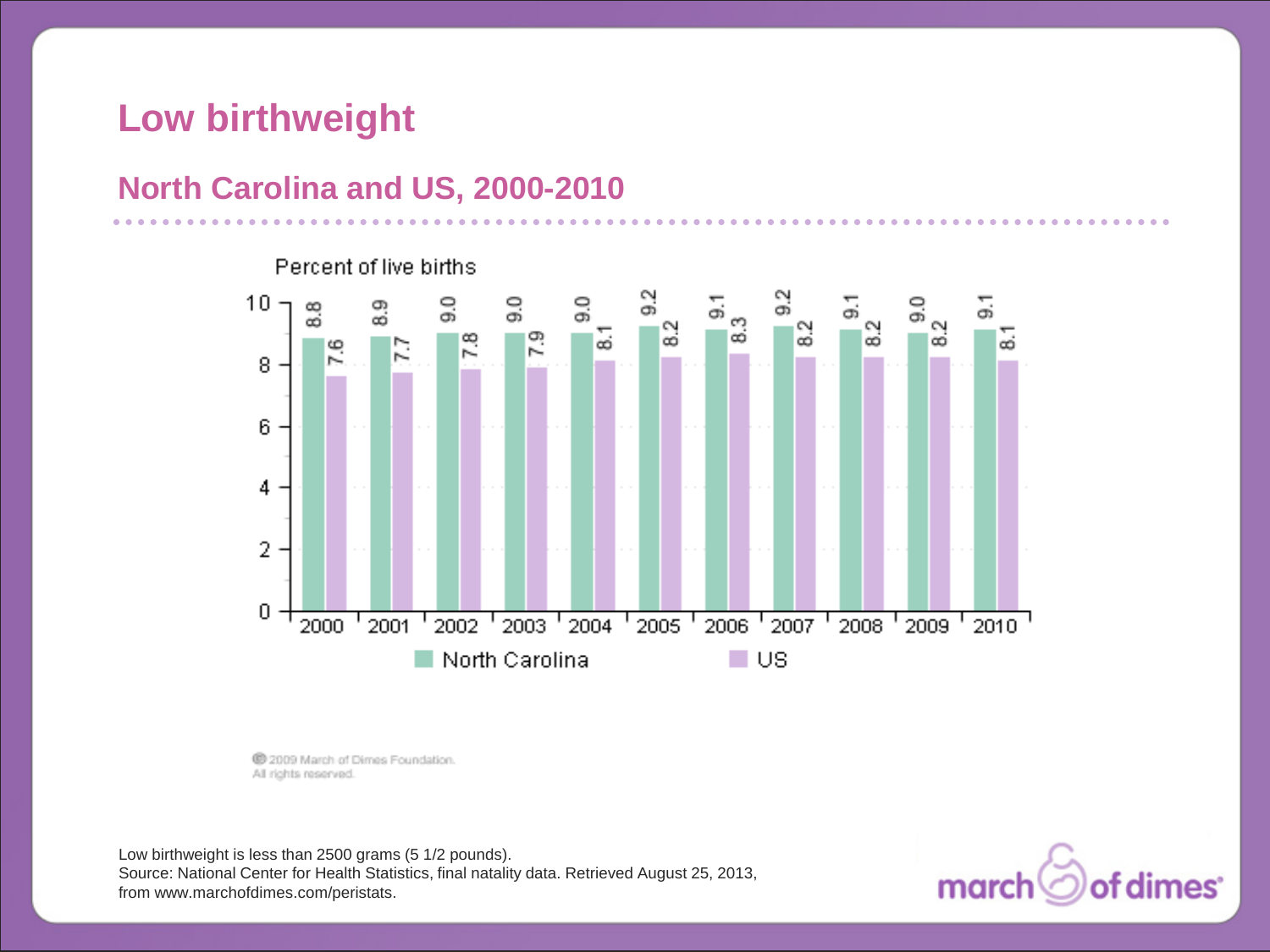# Low birthweight

## North Carolina and US, 2000-2010

Percent of live births

| Year | North Carolina | US |
|---|---|---|
| 2000 | 8.8 | 7.6 |
| 2001 | 8.9 | 7.7 |
| 2002 | 9.0 | 7.8 |
| 2003 | 9.0 | 7.9 |
| 2004 | 9.0 | 8.1 |
| 2005 | 9.2 | 8.2 |
| 2006 | 9.1 | 8.3 |
| 2007 | 9.2 | 8.2 |
| 2008 | 9.1 | 8.2 |
| 2009 | 9.0 | 8.2 |
| 2010 | 9.1 | 8.1 |

© 2009 March of Dimes Foundation. All rights reserved.

Low birthweight is less than 2500 grams (5 1/2 pounds).
Source: National Center for Health Statistics, final natality data. Retrieved August 25, 2013, from www.marchofdimes.com/peristats.

march of dimes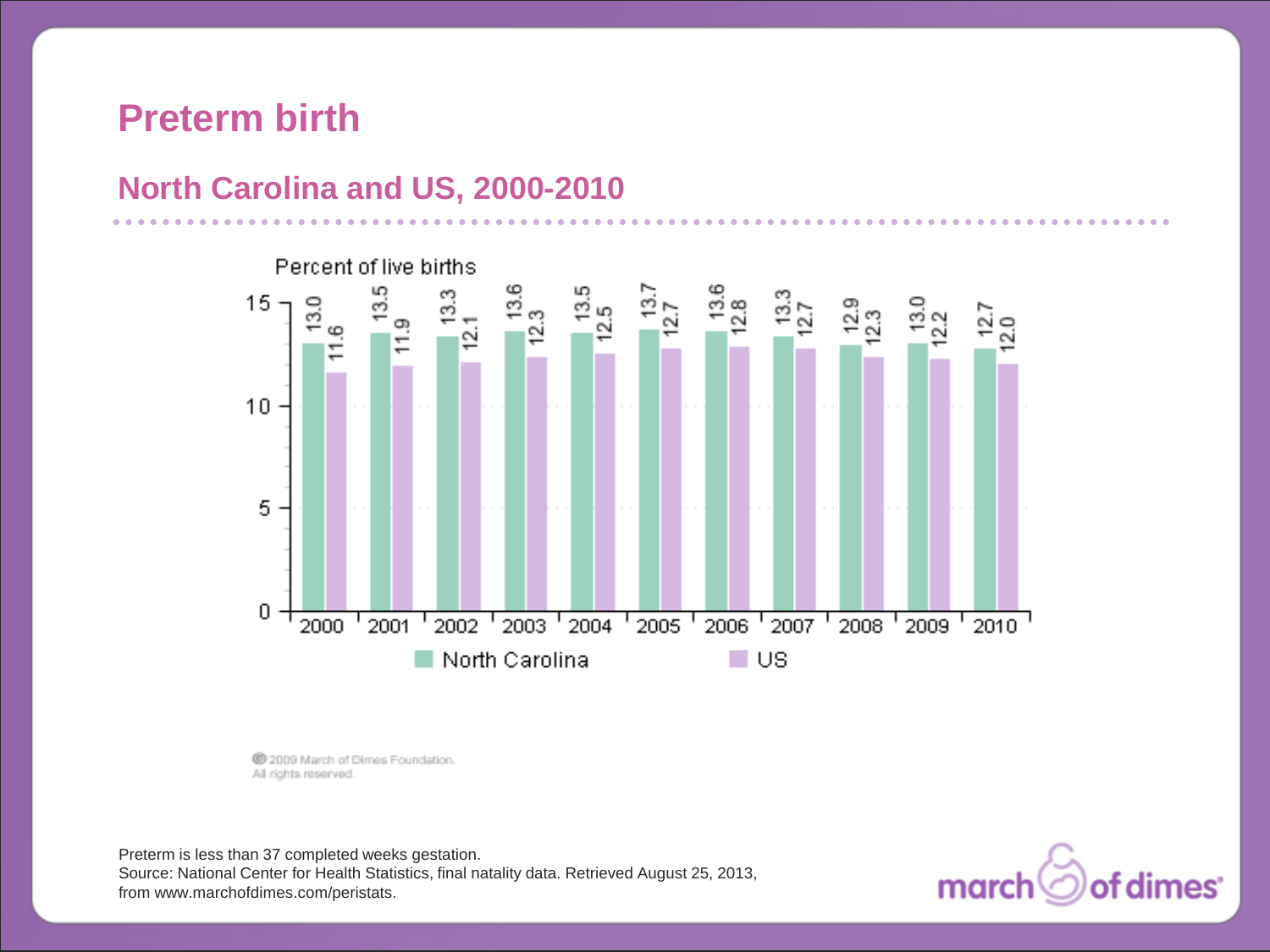# Preterm birth

## North Carolina and US, 2000-2010

Percent of live births

| Year | North Carolina | US |
| --- | --- | --- |
| 2000 | 13.0 | 11.6 |
| 2001 | 13.5 | 11.9 |
| 2002 | 13.3 | 12.1 |
| 2003 | 13.6 | 12.3 |
| 2004 | 13.5 | 12.5 |
| 2005 | 13.7 | 12.7 |
| 2006 | 13.6 | 12.8 |
| 2007 | 13.3 | 12.7 |
| 2008 | 12.9 | 12.3 |
| 2009 | 13.0 | 12.2 |
| 2010 | 12.7 | 12.0 |

© 2009 March of Dimes Foundation. All rights reserved.

Preterm is less than 37 completed weeks gestation.
Source: National Center for Health Statistics, final natality data. Retrieved August 25, 2013, from www.marchofdimes.com/peristats.

march of dimes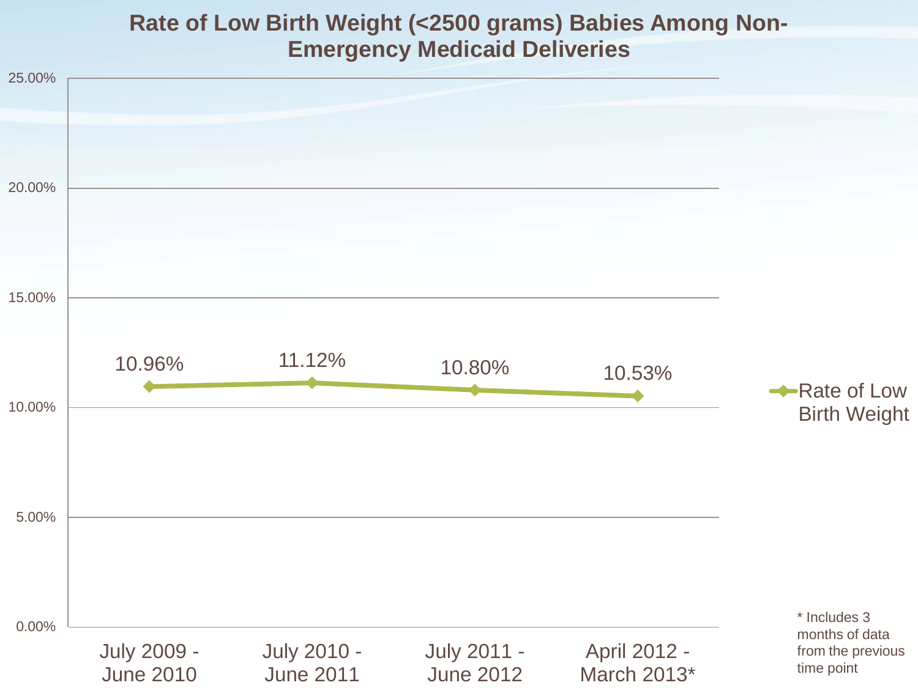## Rate of Low Birth Weight (<2500 grams) Babies Among Non-Emergency Medicaid Deliveries

| Time Period | Rate of Low Birth Weight |
|---|---|
| July 2009 - June 2010 | 10.96% |
| July 2010 - June 2011 | 11.12% |
| July 2011 - June 2012 | 10.80% |
| April 2012 - March 2013* | 10.53% |

* Includes 3 months of data from the previous time point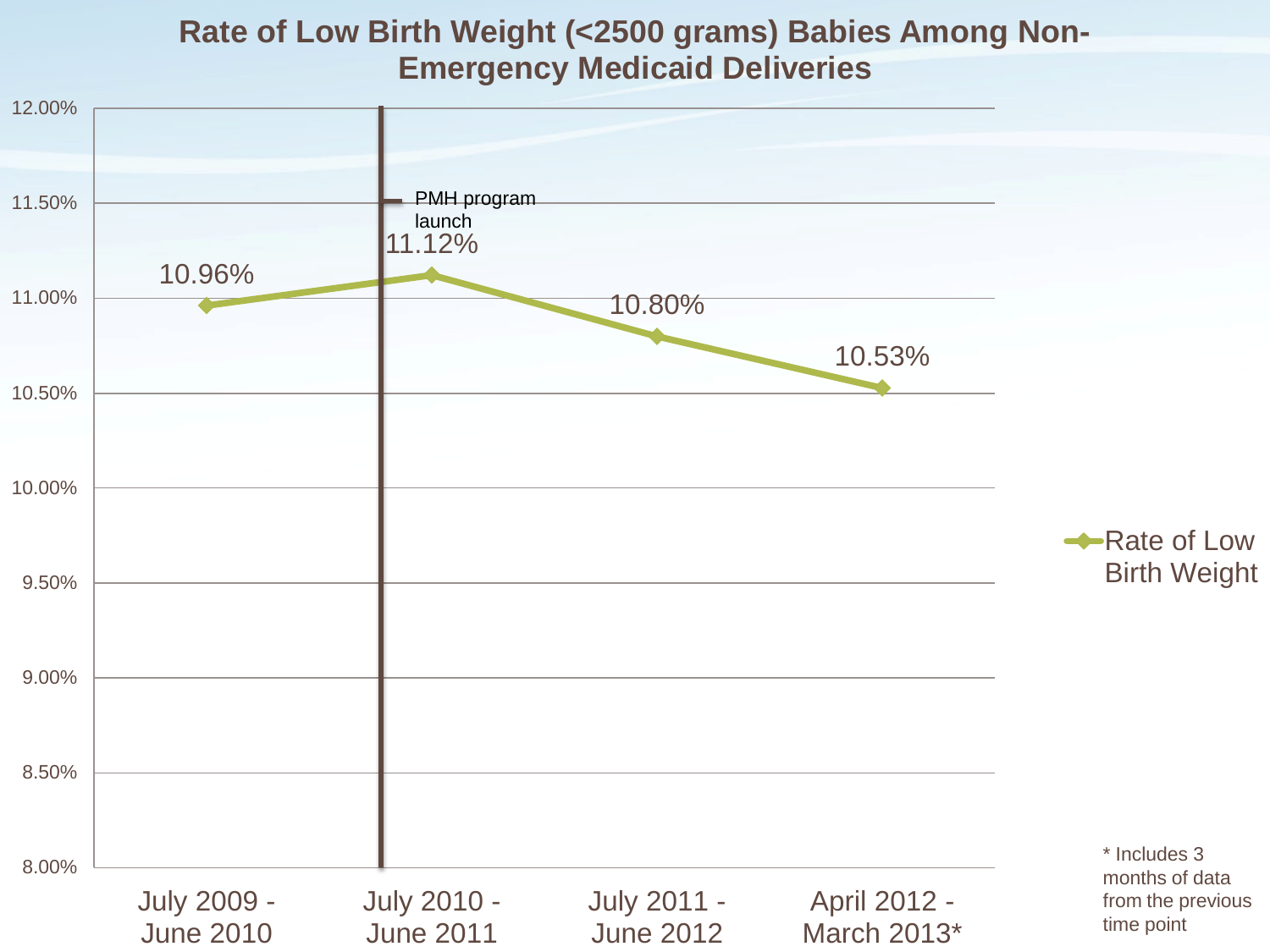# Rate of Low Birth Weight (<2500 grams) Babies Among Non-Emergency Medicaid Deliveries

| Time Period | Rate of Low Birth Weight |
|---|---|
| July 2009 - June 2010 | 10.96% |
| July 2010 - June 2011 | 11.12% |
| July 2011 - June 2012 | 10.80% |
| April 2012 - March 2013* | 10.53% |

PMH program launch (marked at the start of the July 2010 - June 2011 period)

\* Includes 3 months of data from the previous time point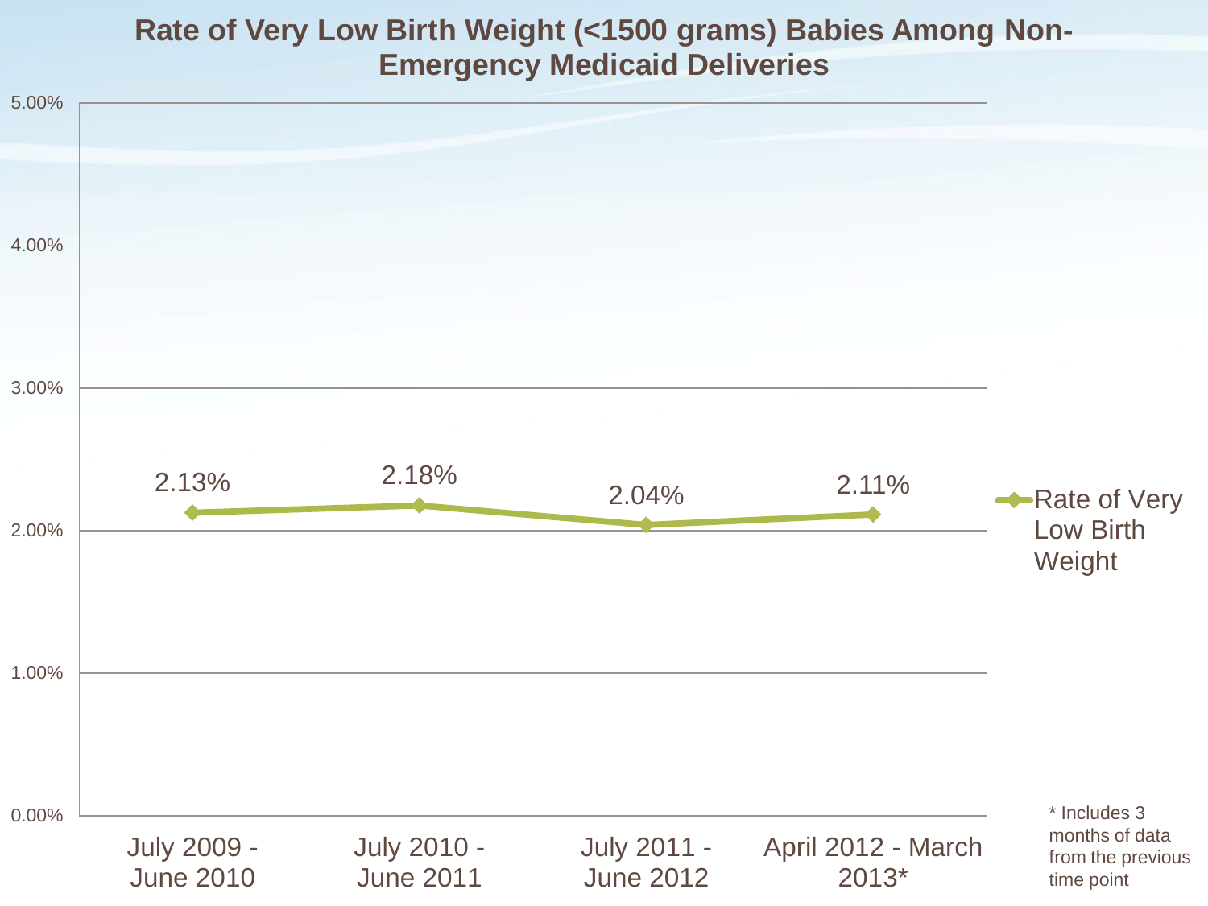# Rate of Very Low Birth Weight (<1500 grams) Babies Among Non-Emergency Medicaid Deliveries

| Time Period | Rate of Very Low Birth Weight |
| --- | --- |
| July 2009 - June 2010 | 2.13% |
| July 2010 - June 2011 | 2.18% |
| July 2011 - June 2012 | 2.04% |
| April 2012 - March 2013* | 2.11% |

* Includes 3 months of data from the previous time point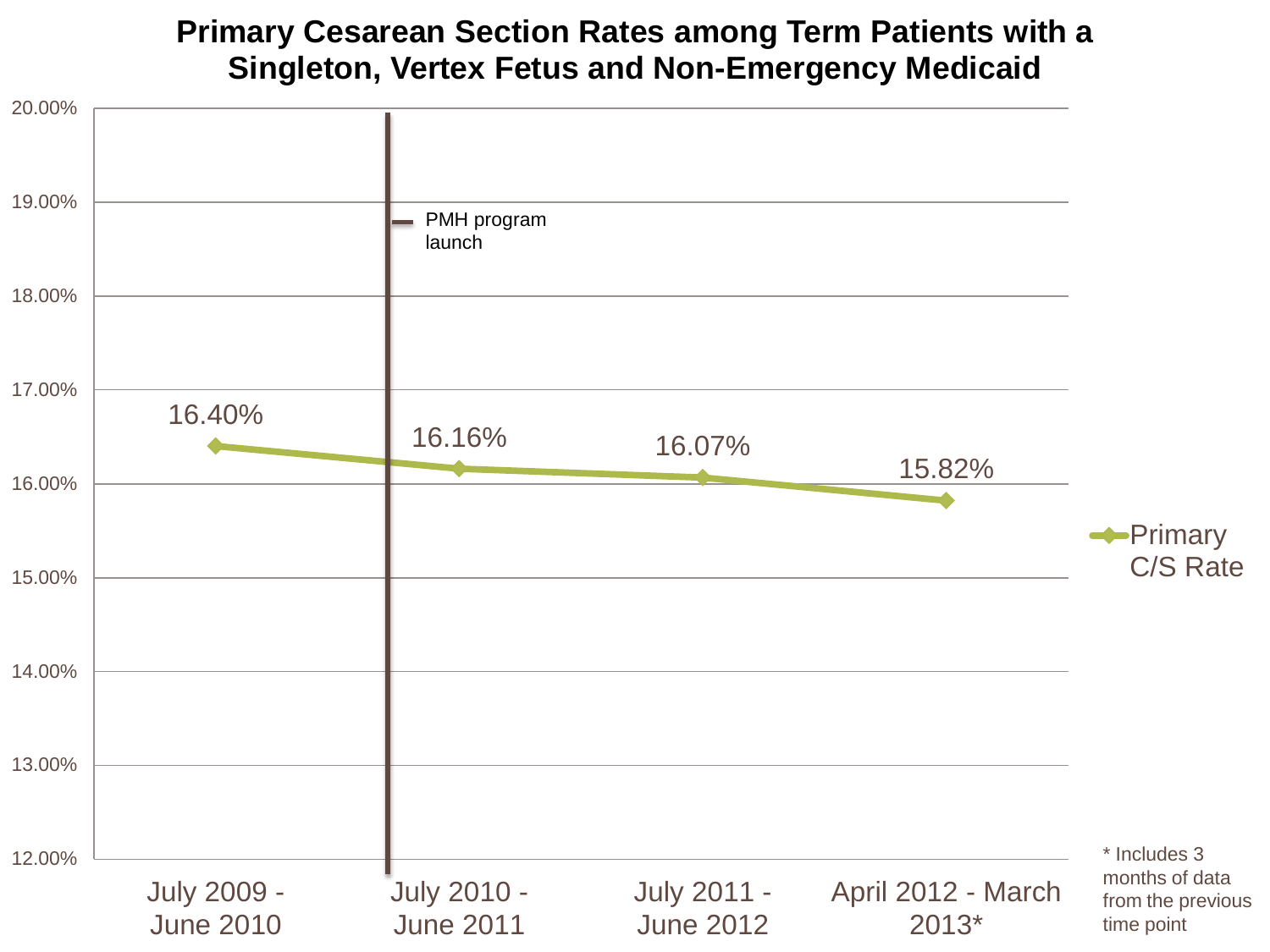## Primary Cesarean Section Rates among Term Patients with a Singleton, Vertex Fetus and Non-Emergency Medicaid

| Time Period | Primary C/S Rate |
|---|---|
| July 2009 - June 2010 | 16.40% |
| July 2010 - June 2011 | 16.16% |
| July 2011 - June 2012 | 16.07% |
| April 2012 - March 2013* | 15.82% |

PMH program launch (between July 2009 - June 2010 and July 2010 - June 2011)

\* Includes 3 months of data from the previous time point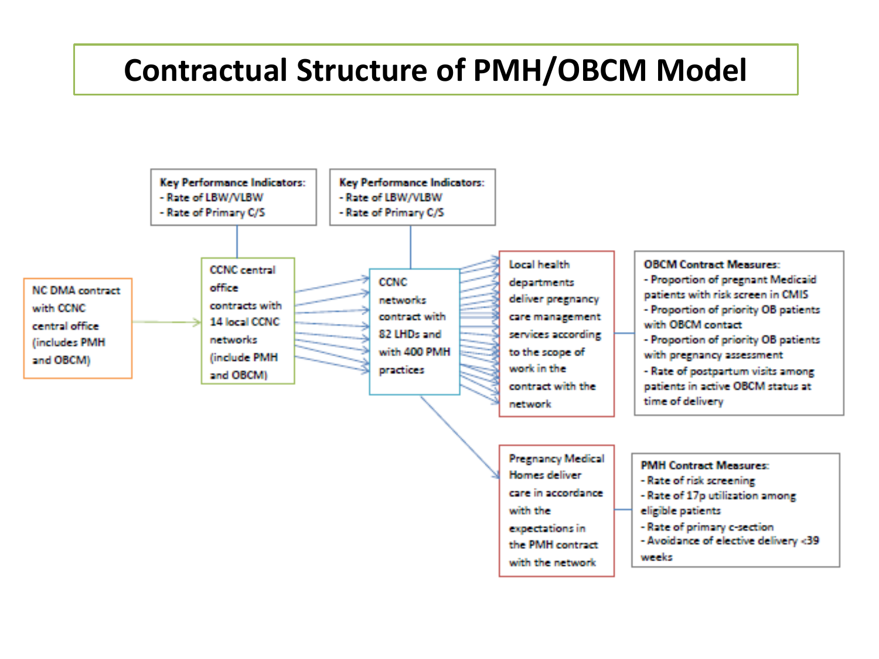# Contractual Structure of PMH/OBCM Model

NC DMA contract with CCNC central office (includes PMH and OBCM)

CCNC central office contracts with 14 local CCNC networks (include PMH and OBCM)

**Key Performance Indicators:**
- Rate of LBW/VLBW
- Rate of Primary C/S

CCNC networks contract with 82 LHDs and with 400 PMH practices

**Key Performance Indicators:**
- Rate of LBW/VLBW
- Rate of Primary C/S

Local health departments deliver pregnancy care management services according to the scope of work in the contract with the network

**OBCM Contract Measures:**
- Proportion of pregnant Medicaid patients with risk screen in CMIS
- Proportion of priority OB patients with OBCM contact
- Proportion of priority OB patients with pregnancy assessment
- Rate of postpartum visits among patients in active OBCM status at time of delivery

Pregnancy Medical Homes deliver care in accordance with the expectations in the PMH contract with the network

**PMH Contract Measures:**
- Rate of risk screening
- Rate of 17p utilization among eligible patients
- Rate of primary c-section
- Avoidance of elective delivery <39 weeks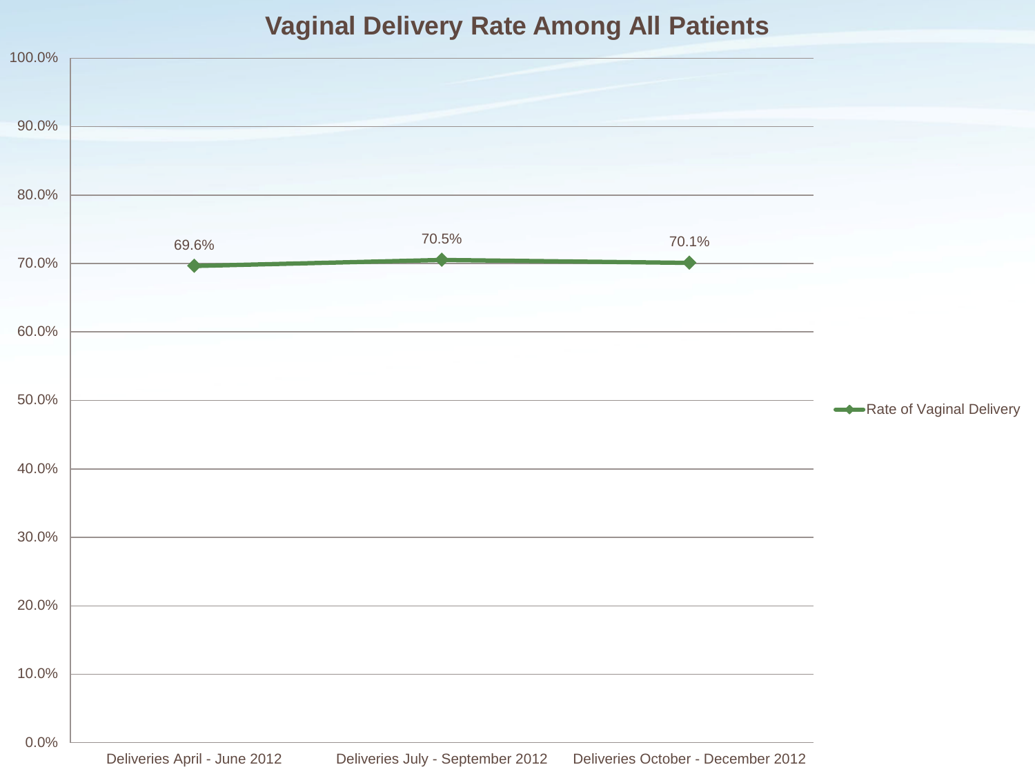# Vaginal Delivery Rate Among All Patients

| | Deliveries April - June 2012 | Deliveries July - September 2012 | Deliveries October - December 2012 |
|---|---|---|---|
| Rate of Vaginal Delivery | 69.6% | 70.5% | 70.1% |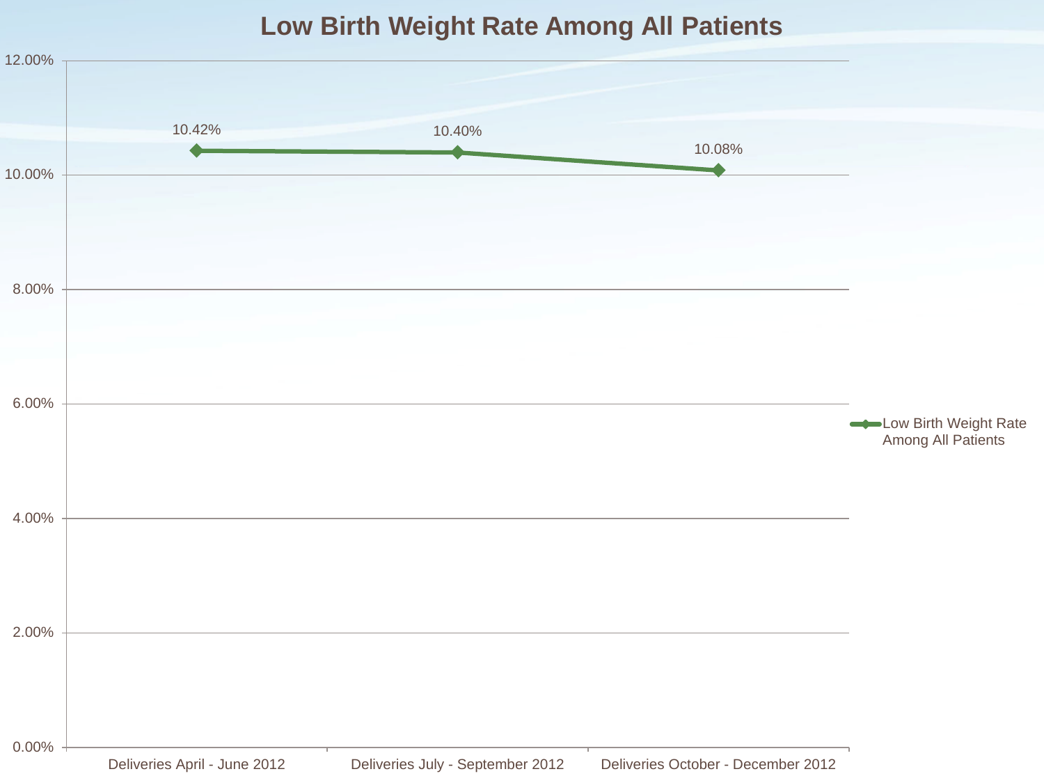# Low Birth Weight Rate Among All Patients

| | Low Birth Weight Rate Among All Patients |
|---|---|
| Deliveries April - June 2012 | 10.42% |
| Deliveries July - September 2012 | 10.40% |
| Deliveries October - December 2012 | 10.08% |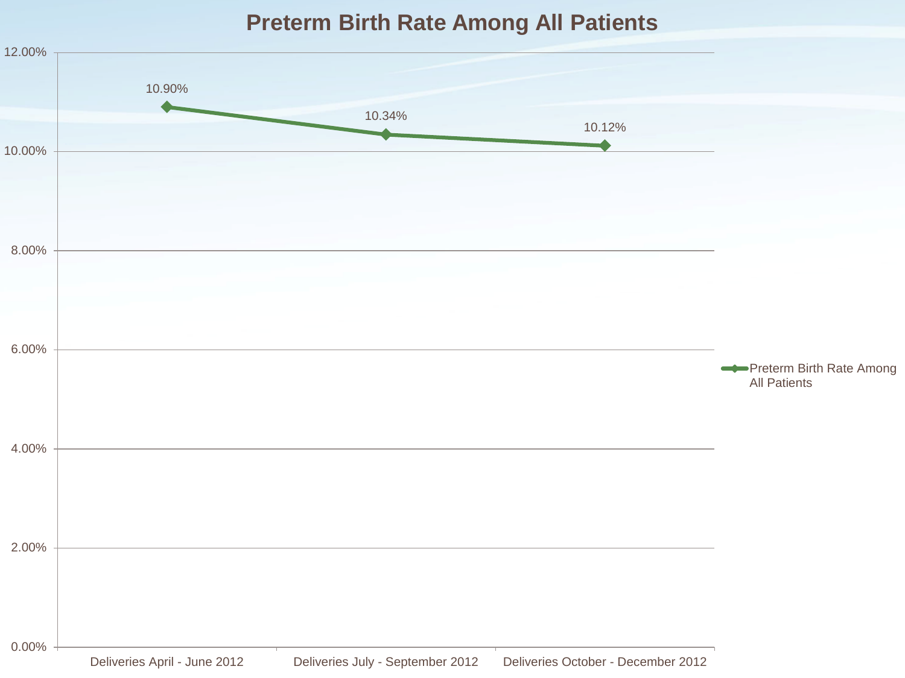# Preterm Birth Rate Among All Patients

| | Preterm Birth Rate Among All Patients |
|---|---|
| Deliveries April - June 2012 | 10.90% |
| Deliveries July - September 2012 | 10.34% |
| Deliveries October - December 2012 | 10.12% |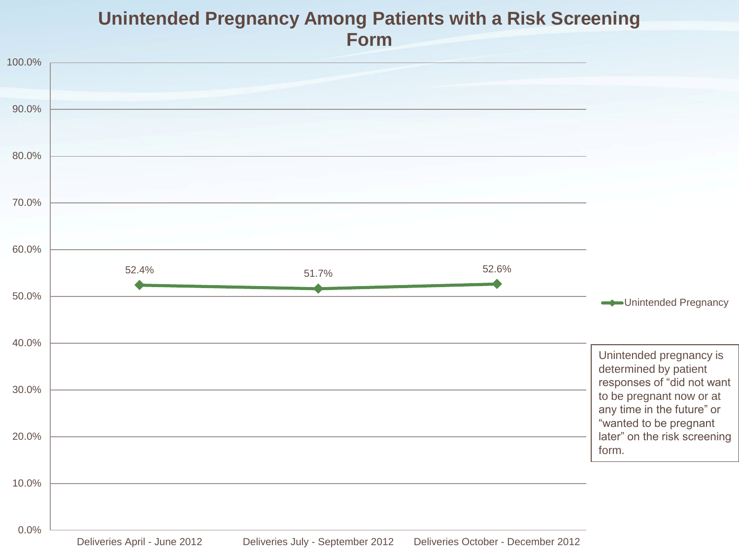# Unintended Pregnancy Among Patients with a Risk Screening Form

| Period | Unintended Pregnancy |
|---|---|
| Deliveries April - June 2012 | 52.4% |
| Deliveries July - September 2012 | 51.7% |
| Deliveries October - December 2012 | 52.6% |

Unintended pregnancy is determined by patient responses of "did not want to be pregnant now or at any time in the future" or "wanted to be pregnant later" on the risk screening form.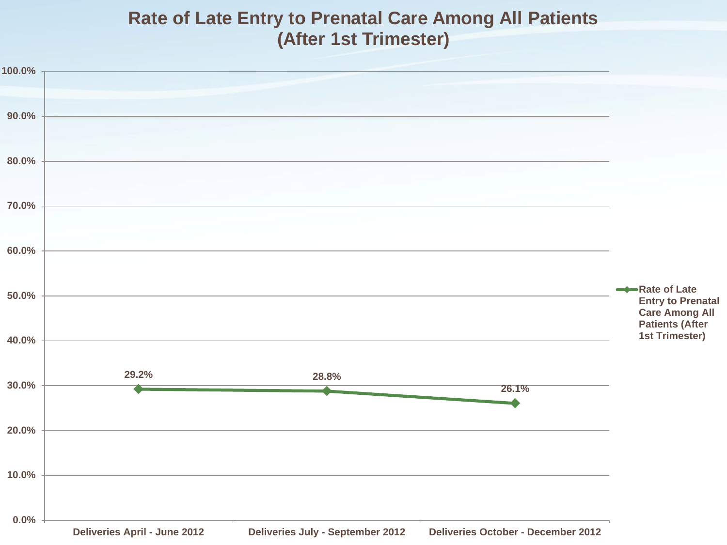# Rate of Late Entry to Prenatal Care Among All Patients (After 1st Trimester)

| | Rate of Late Entry to Prenatal Care Among All Patients (After 1st Trimester) |
|---|---|
| Deliveries April - June 2012 | 29.2% |
| Deliveries July - September 2012 | 28.8% |
| Deliveries October - December 2012 | 26.1% |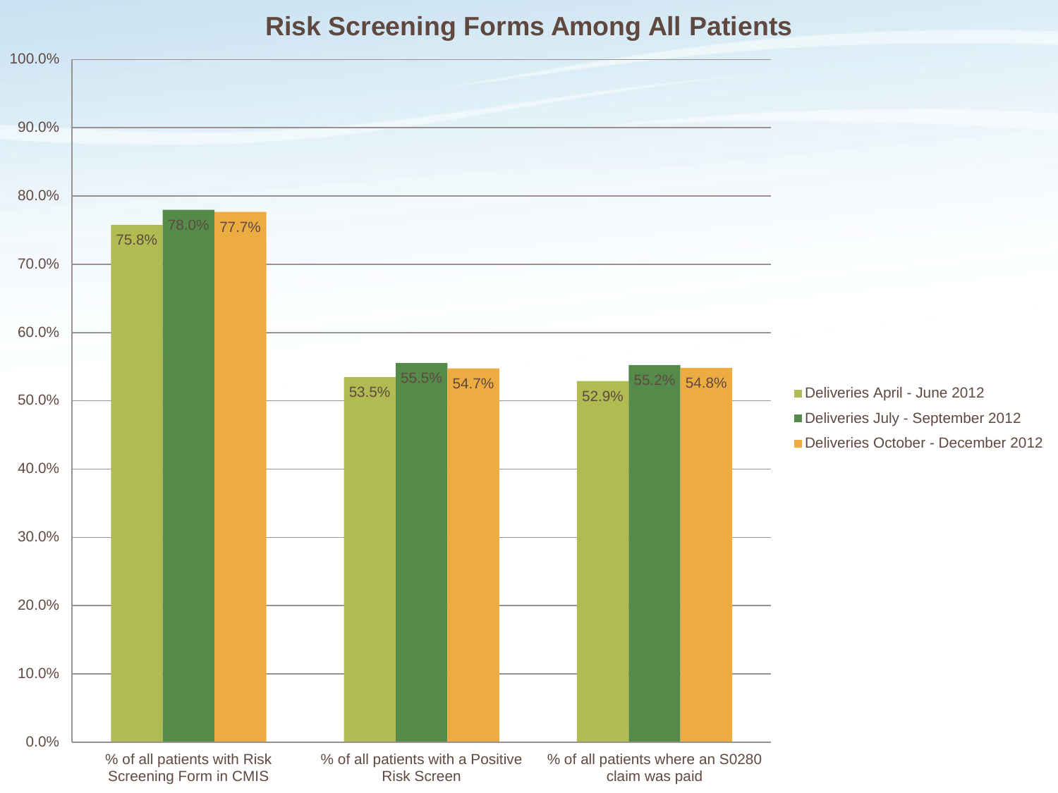# Risk Screening Forms Among All Patients

| | Deliveries April - June 2012 | Deliveries July - September 2012 | Deliveries October - December 2012 |
|---|---|---|---|
| % of all patients with Risk Screening Form in CMIS | 75.8% | 78.0% | 77.7% |
| % of all patients with a Positive Risk Screen | 53.5% | 55.5% | 54.7% |
| % of all patients where an S0280 claim was paid | 52.9% | 55.2% | 54.8% |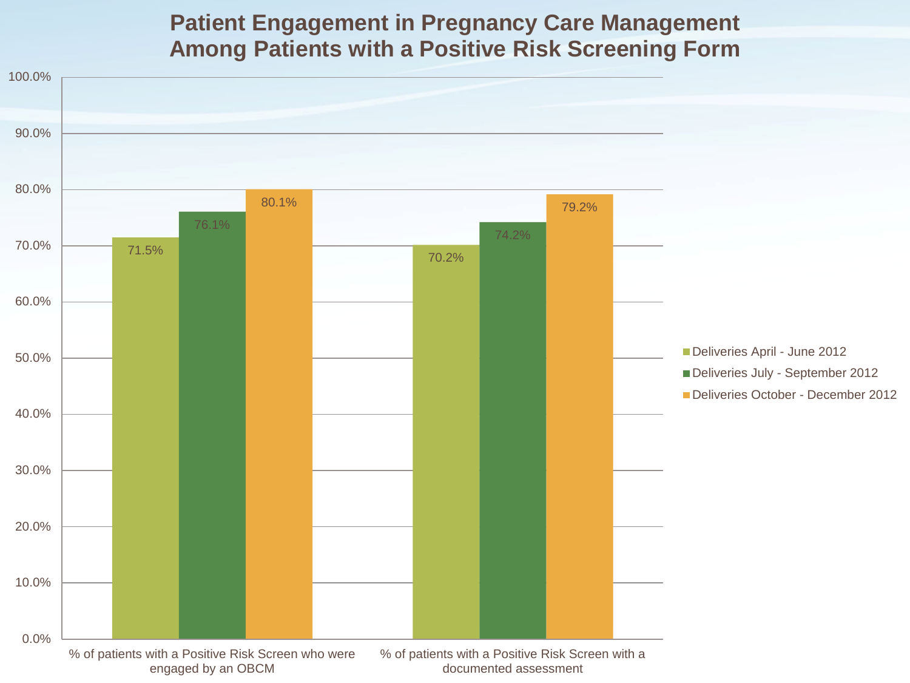# Patient Engagement in Pregnancy Care Management Among Patients with a Positive Risk Screening Form

| | Deliveries April - June 2012 | Deliveries July - September 2012 | Deliveries October - December 2012 |
|---|---|---|---|
| % of patients with a Positive Risk Screen who were engaged by an OBCM | 71.5% | 76.1% | 80.1% |
| % of patients with a Positive Risk Screen with a documented assessment | 70.2% | 74.2% | 79.2% |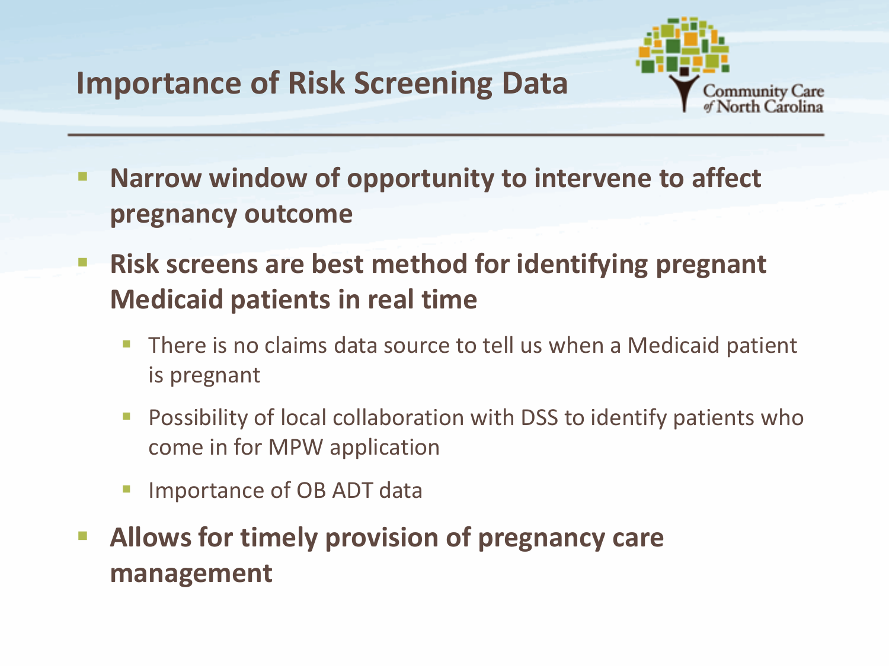# Importance of Risk Screening Data

- **Narrow window of opportunity to intervene to affect pregnancy outcome**
- **Risk screens are best method for identifying pregnant Medicaid patients in real time**
  - There is no claims data source to tell us when a Medicaid patient is pregnant
  - Possibility of local collaboration with DSS to identify patients who come in for MPW application
  - Importance of OB ADT data
- **Allows for timely provision of pregnancy care management**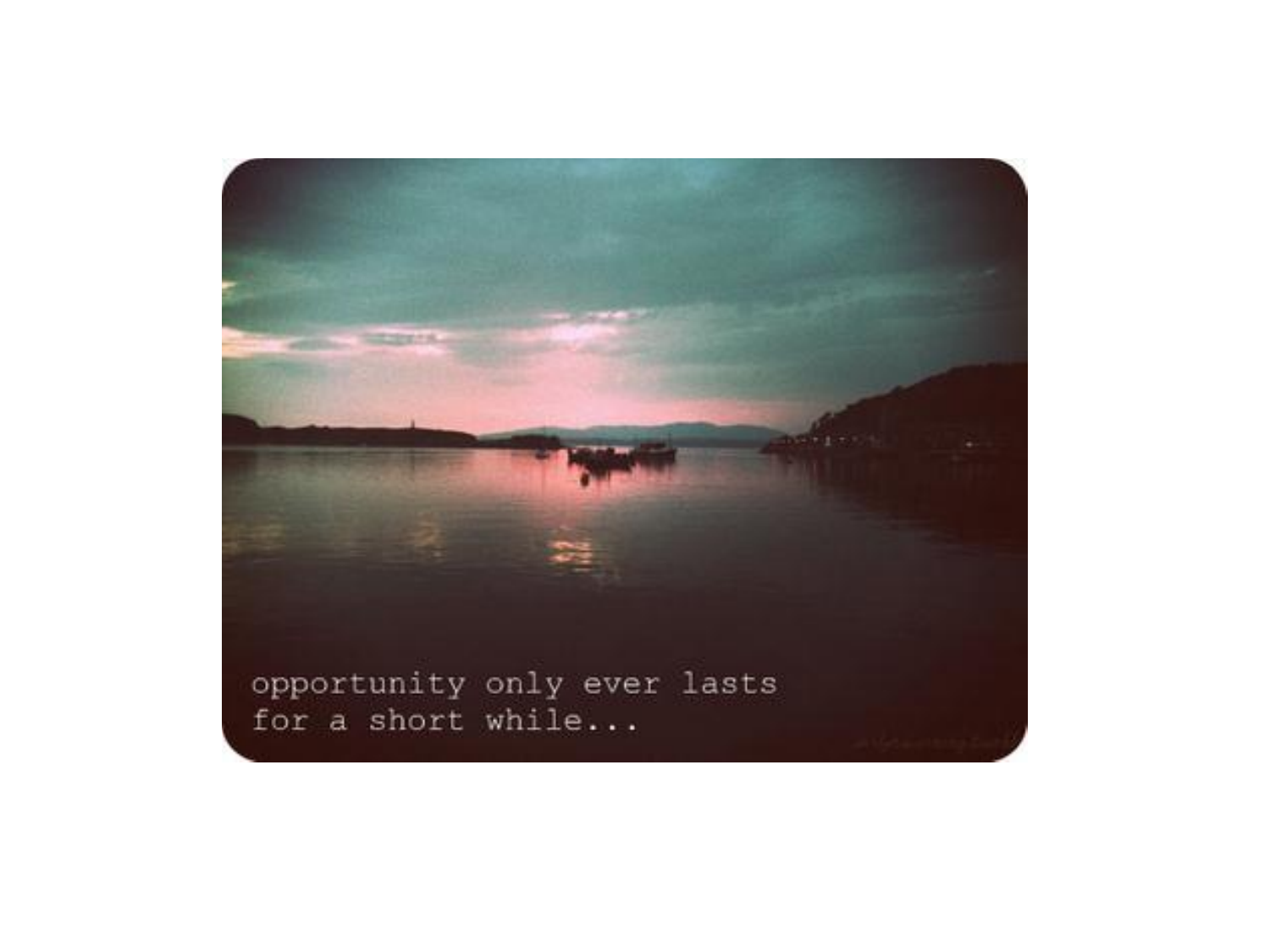opportunity only ever lasts
for a short while...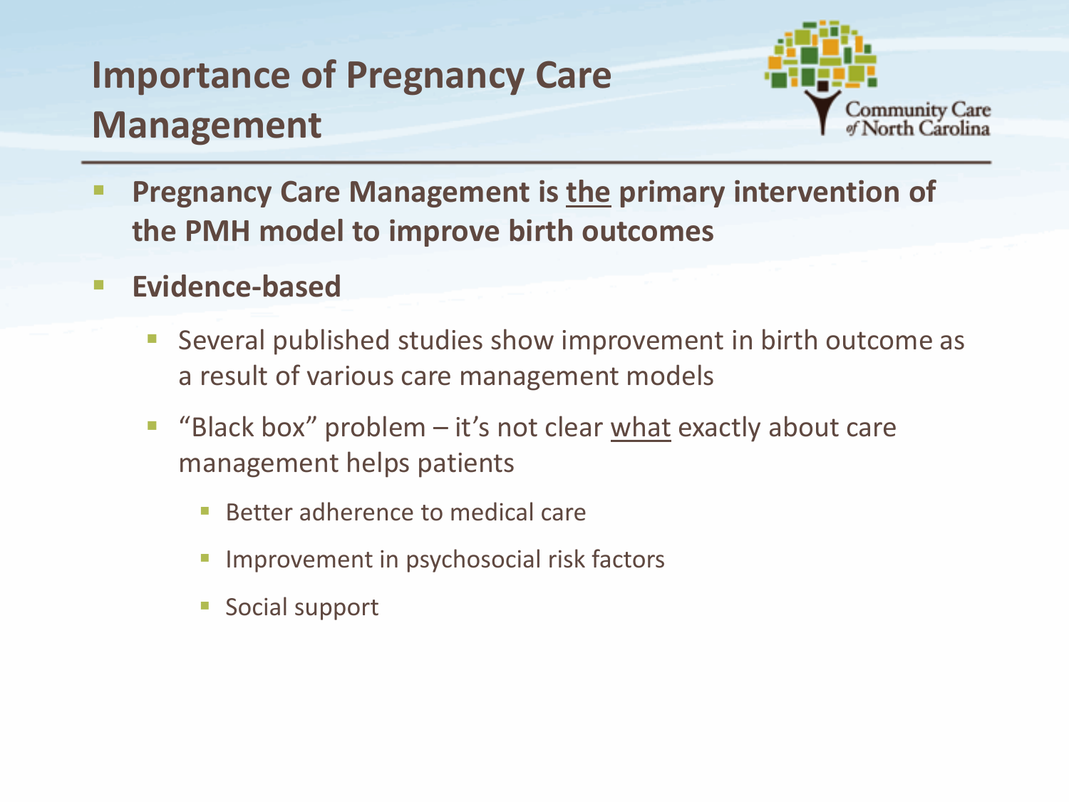# Importance of Pregnancy Care Management

- **Pregnancy Care Management is <u>the</u> primary intervention of the PMH model to improve birth outcomes**
- **Evidence-based**
  - Several published studies show improvement in birth outcome as a result of various care management models
  - "Black box" problem – it's not clear <u>what</u> exactly about care management helps patients
    - Better adherence to medical care
    - Improvement in psychosocial risk factors
    - Social support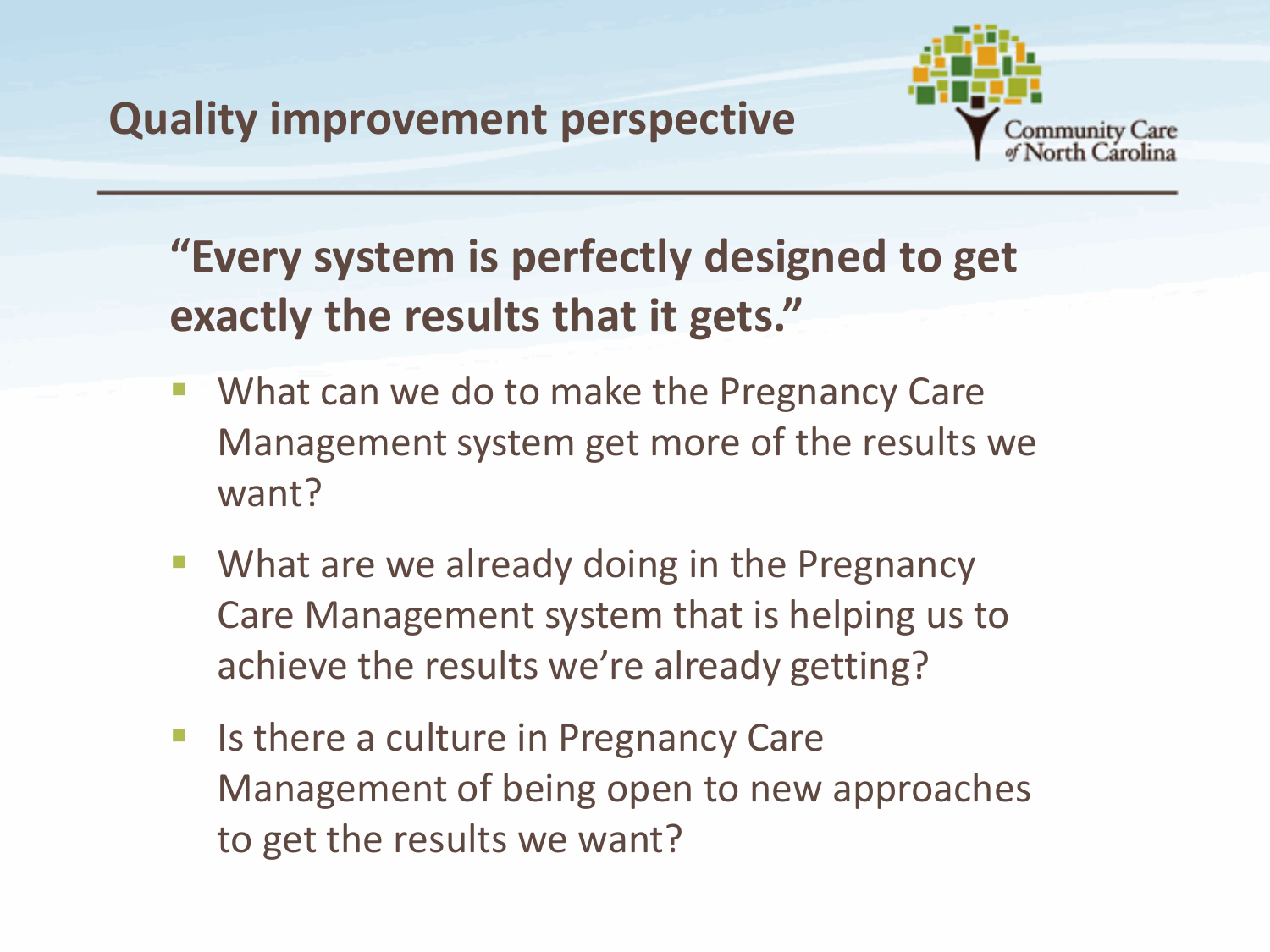# Quality improvement perspective

**"Every system is perfectly designed to get exactly the results that it gets."**

- What can we do to make the Pregnancy Care Management system get more of the results we want?
- What are we already doing in the Pregnancy Care Management system that is helping us to achieve the results we're already getting?
- Is there a culture in Pregnancy Care Management of being open to new approaches to get the results we want?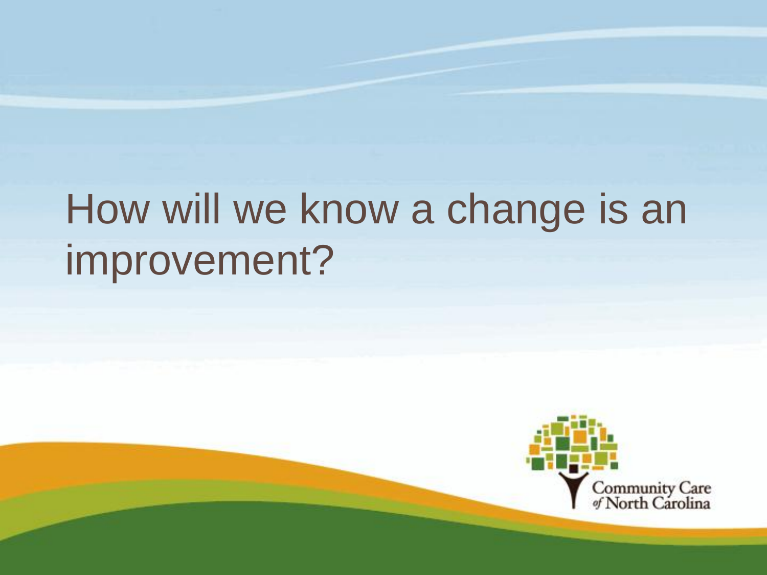# How will we know a change is an improvement?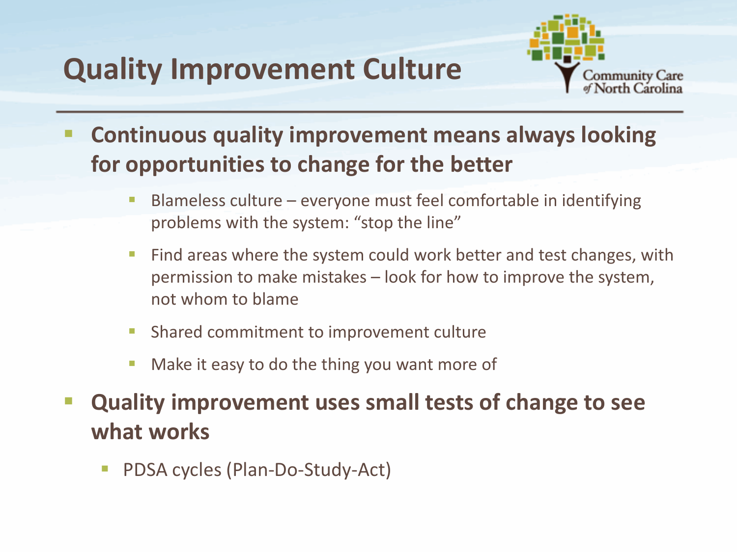# Quality Improvement Culture

- **Continuous quality improvement means always looking for opportunities to change for the better**
  - Blameless culture – everyone must feel comfortable in identifying problems with the system: “stop the line”
  - Find areas where the system could work better and test changes, with permission to make mistakes – look for how to improve the system, not whom to blame
  - Shared commitment to improvement culture
  - Make it easy to do the thing you want more of
- **Quality improvement uses small tests of change to see what works**
  - PDSA cycles (Plan-Do-Study-Act)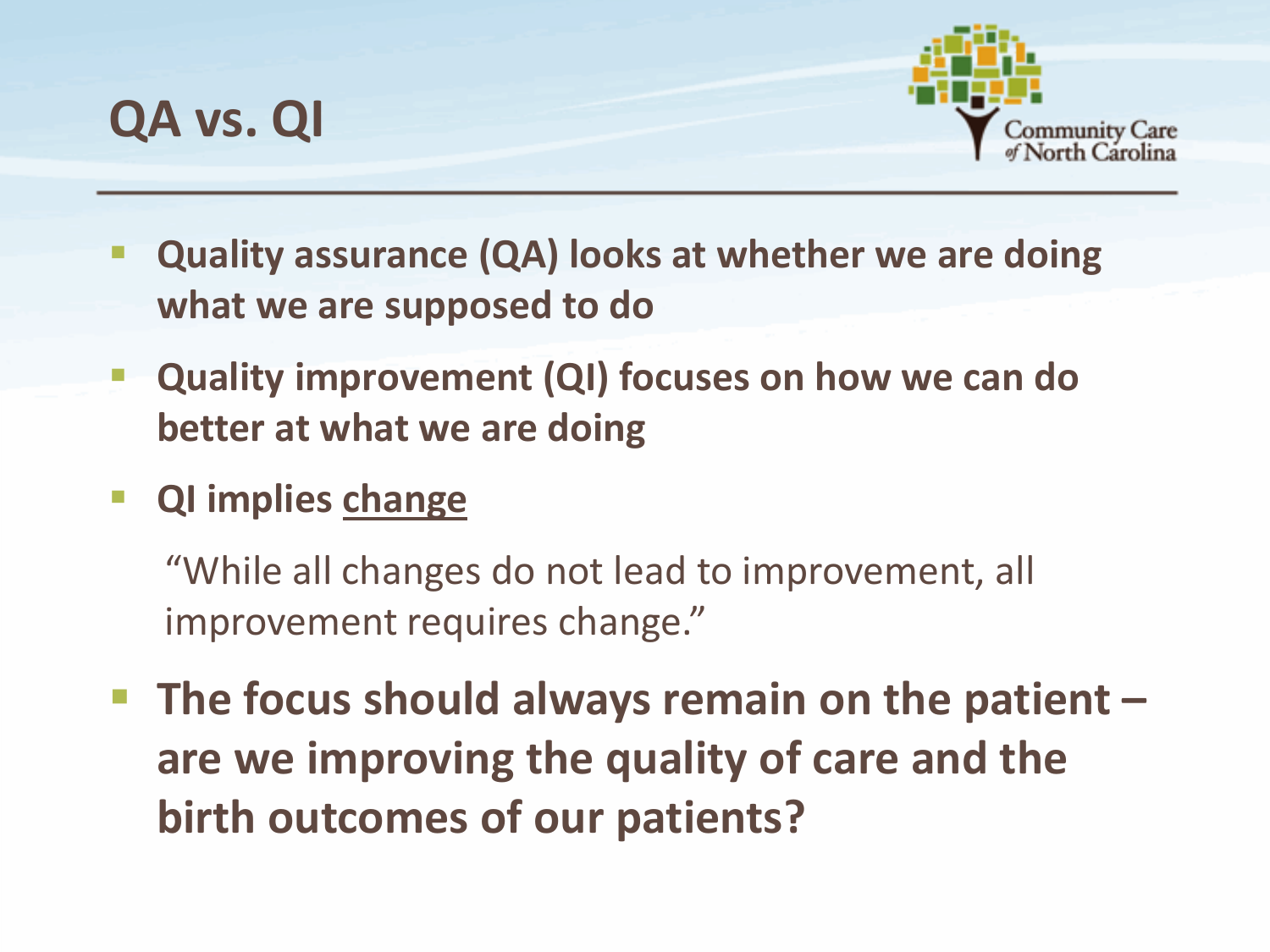# QA vs. QI

- **Quality assurance (QA) looks at whether we are doing what we are supposed to do**
- **Quality improvement (QI) focuses on how we can do better at what we are doing**
- **QI implies <u>change</u>**

  "While all changes do not lead to improvement, all improvement requires change."

- **The focus should always remain on the patient – are we improving the quality of care and the birth outcomes of our patients?**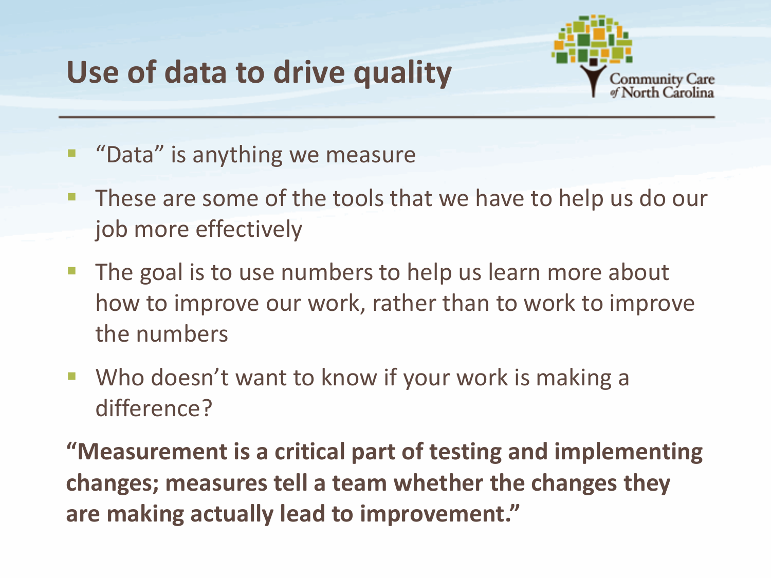# Use of data to drive quality

- "Data" is anything we measure
- These are some of the tools that we have to help us do our job more effectively
- The goal is to use numbers to help us learn more about how to improve our work, rather than to work to improve the numbers
- Who doesn't want to know if your work is making a difference?

**"Measurement is a critical part of testing and implementing changes; measures tell a team whether the changes they are making actually lead to improvement."**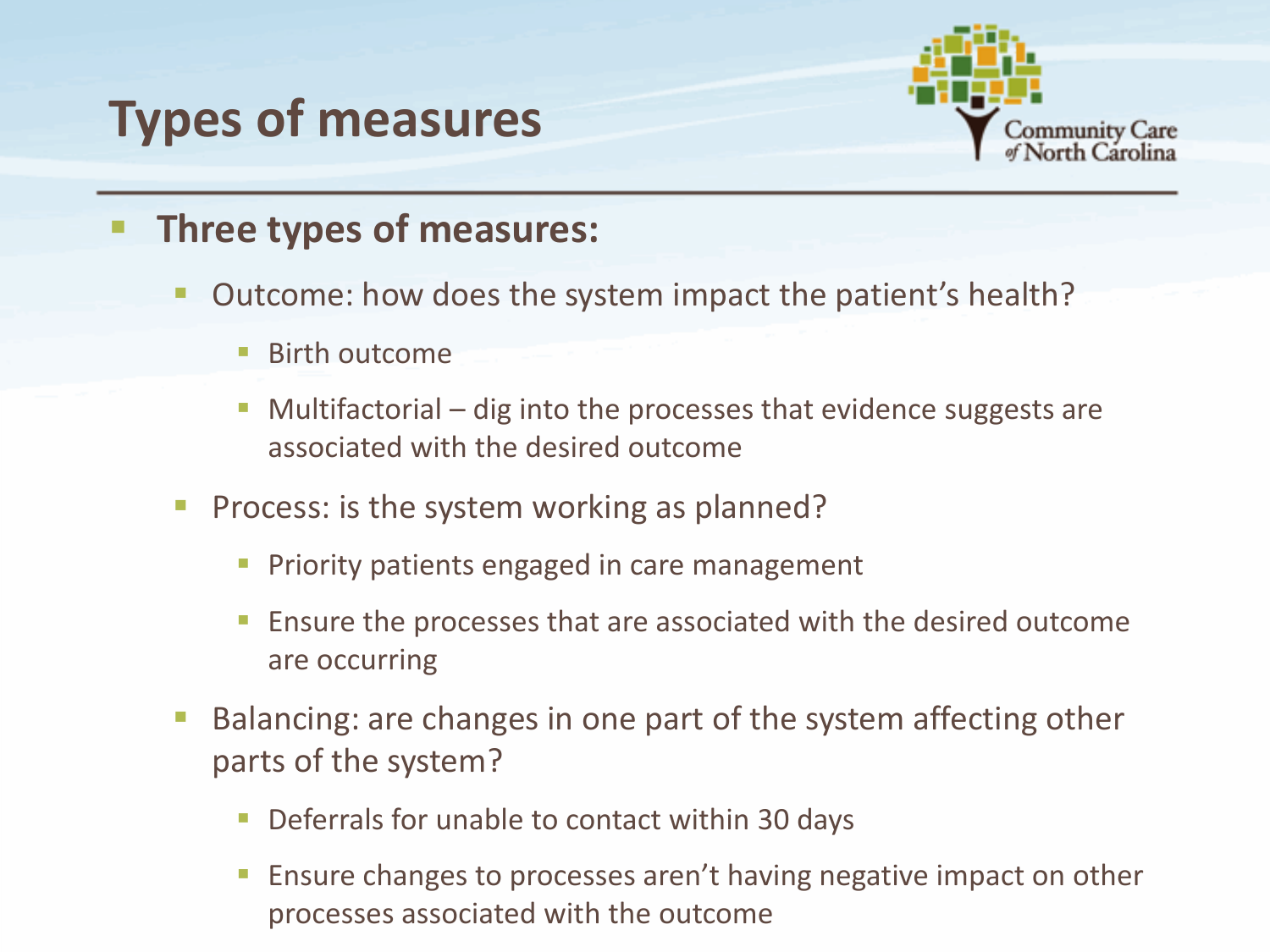# Types of measures

- **Three types of measures:**
  - Outcome: how does the system impact the patient's health?
    - Birth outcome
    - Multifactorial – dig into the processes that evidence suggests are associated with the desired outcome
  - Process: is the system working as planned?
    - Priority patients engaged in care management
    - Ensure the processes that are associated with the desired outcome are occurring
  - Balancing: are changes in one part of the system affecting other parts of the system?
    - Deferrals for unable to contact within 30 days
    - Ensure changes to processes aren't having negative impact on other processes associated with the outcome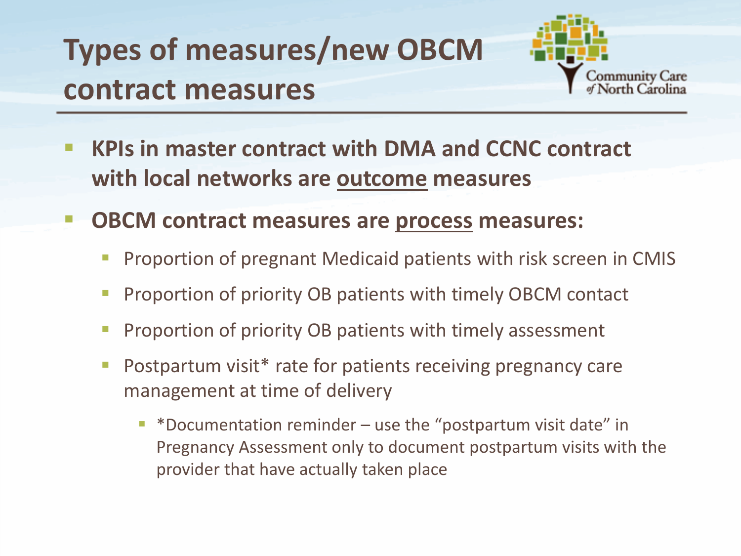# Types of measures/new OBCM contract measures

- **KPIs in master contract with DMA and CCNC contract with local networks are <u>outcome</u> measures**
- **OBCM contract measures are <u>process</u> measures:**
  - Proportion of pregnant Medicaid patients with risk screen in CMIS
  - Proportion of priority OB patients with timely OBCM contact
  - Proportion of priority OB patients with timely assessment
  - Postpartum visit* rate for patients receiving pregnancy care management at time of delivery
    - *Documentation reminder – use the "postpartum visit date" in Pregnancy Assessment only to document postpartum visits with the provider that have actually taken place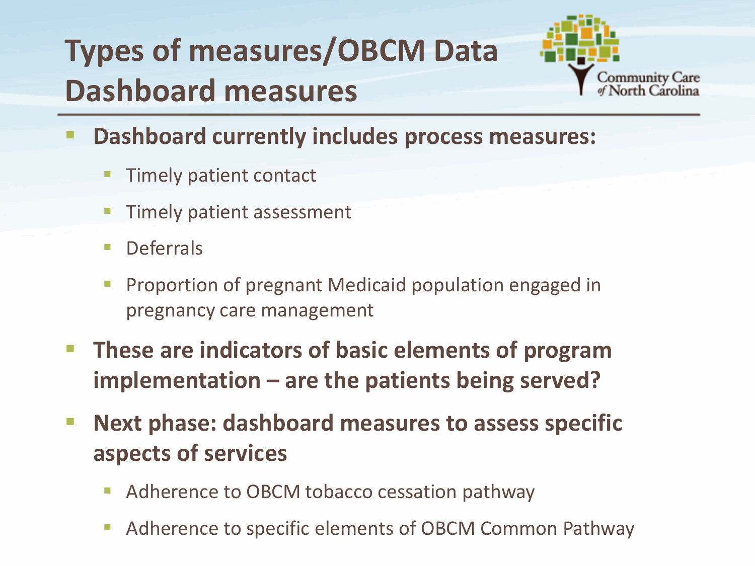# Types of measures/OBCM Data Dashboard measures

- **Dashboard currently includes process measures:**
  - Timely patient contact
  - Timely patient assessment
  - Deferrals
  - Proportion of pregnant Medicaid population engaged in pregnancy care management
- **These are indicators of basic elements of program implementation – are the patients being served?**
- **Next phase: dashboard measures to assess specific aspects of services**
  - Adherence to OBCM tobacco cessation pathway
  - Adherence to specific elements of OBCM Common Pathway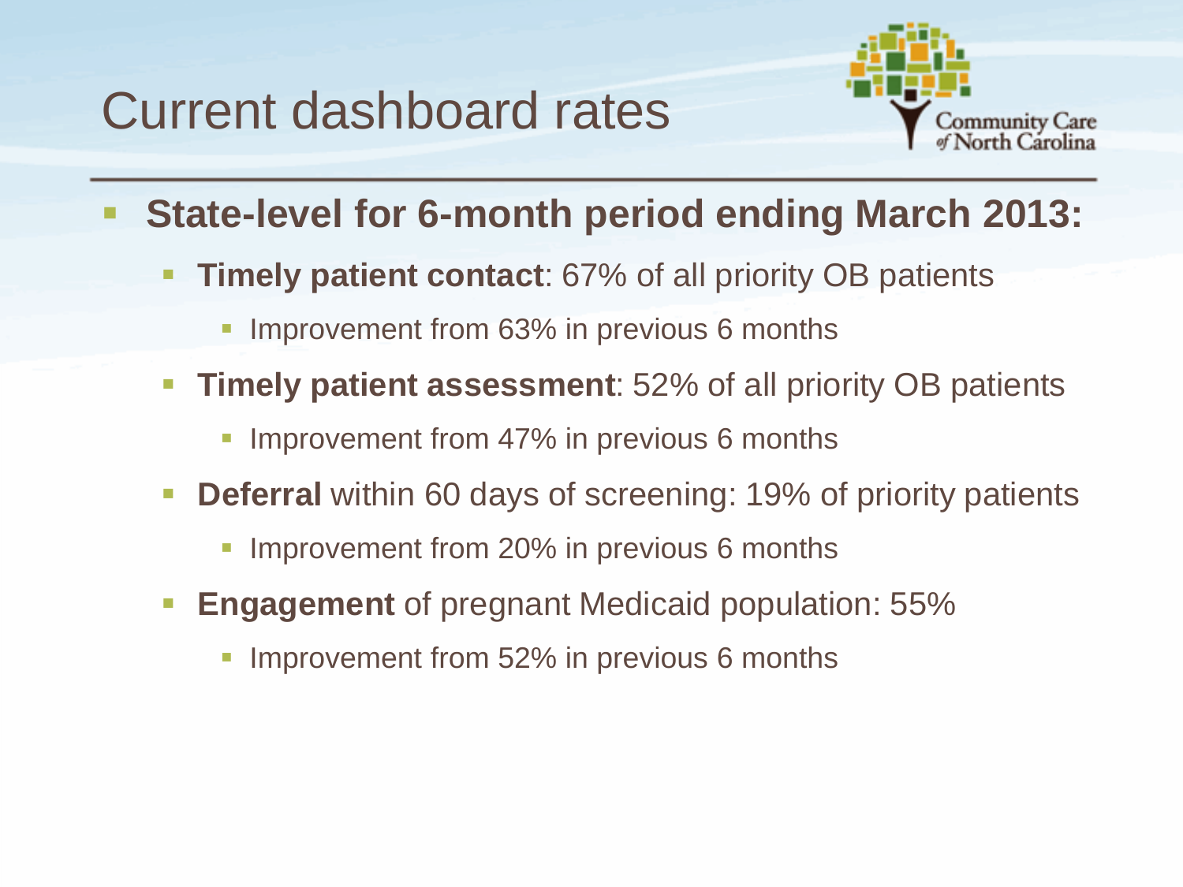# Current dashboard rates

- **State-level for 6-month period ending March 2013:**
  - **Timely patient contact**: 67% of all priority OB patients
    - Improvement from 63% in previous 6 months
  - **Timely patient assessment**: 52% of all priority OB patients
    - Improvement from 47% in previous 6 months
  - **Deferral** within 60 days of screening: 19% of priority patients
    - Improvement from 20% in previous 6 months
  - **Engagement** of pregnant Medicaid population: 55%
    - Improvement from 52% in previous 6 months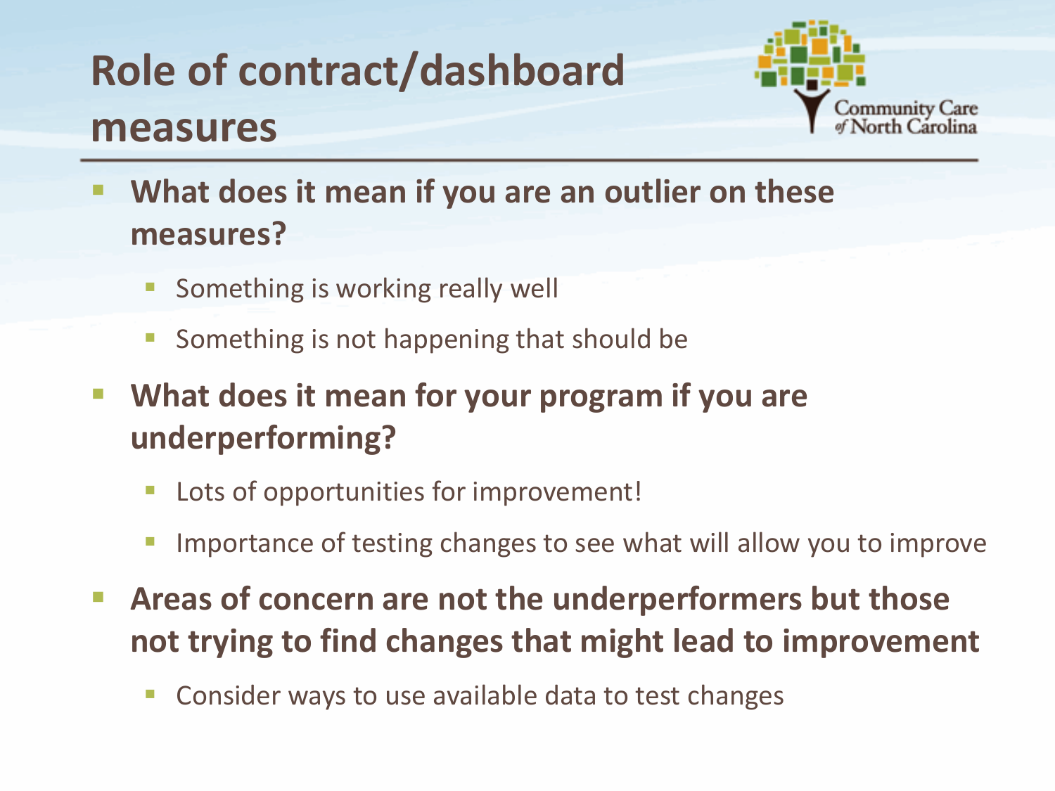# Role of contract/dashboard measures

- **What does it mean if you are an outlier on these measures?**
  - Something is working really well
  - Something is not happening that should be
- **What does it mean for your program if you are underperforming?**
  - Lots of opportunities for improvement!
  - Importance of testing changes to see what will allow you to improve
- **Areas of concern are not the underperformers but those not trying to find changes that might lead to improvement**
  - Consider ways to use available data to test changes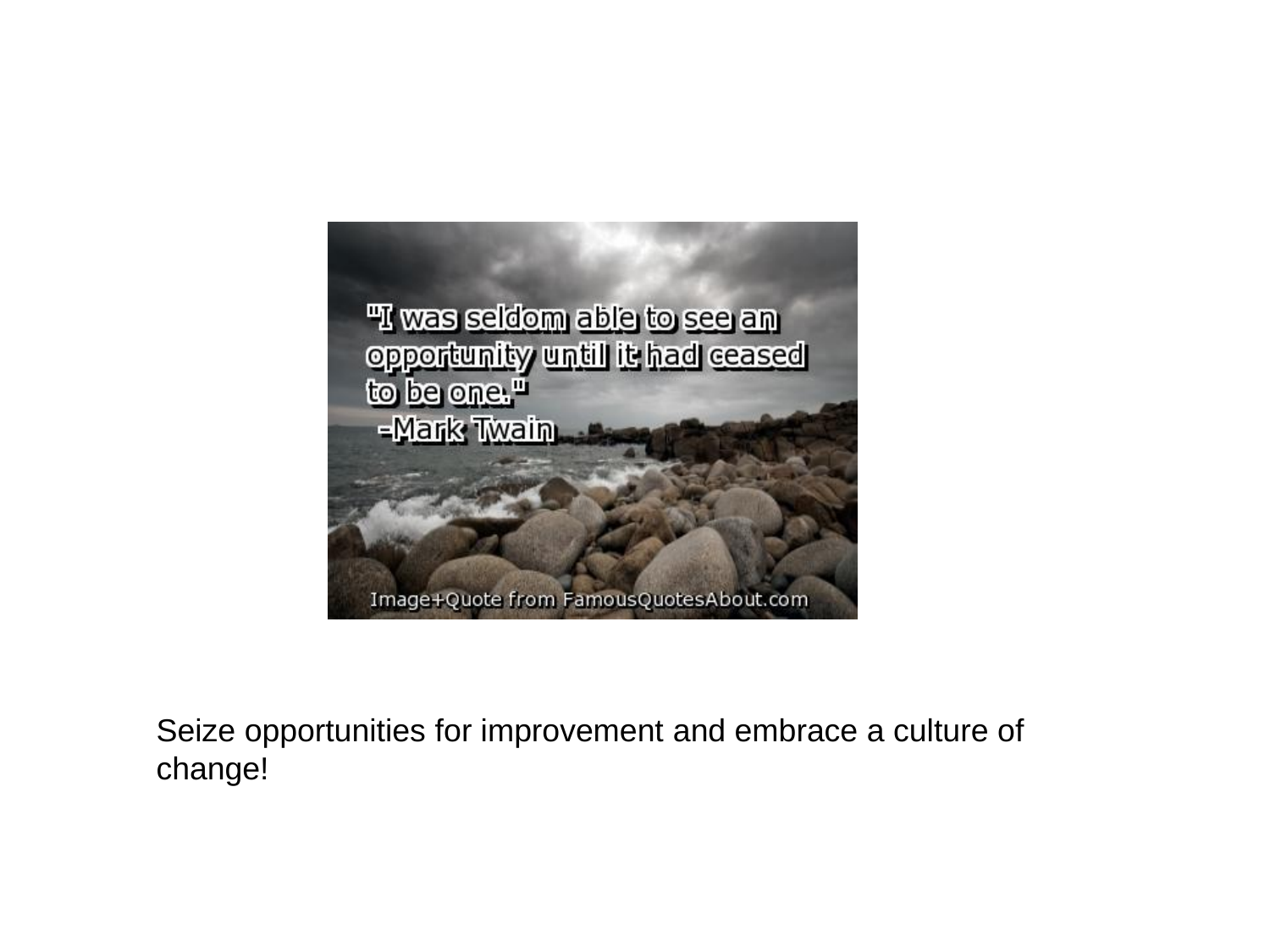"I was seldom able to see an opportunity until it had ceased to be one."
-Mark Twain

Image+Quote from FamousQuotesAbout.com

Seize opportunities for improvement and embrace a culture of change!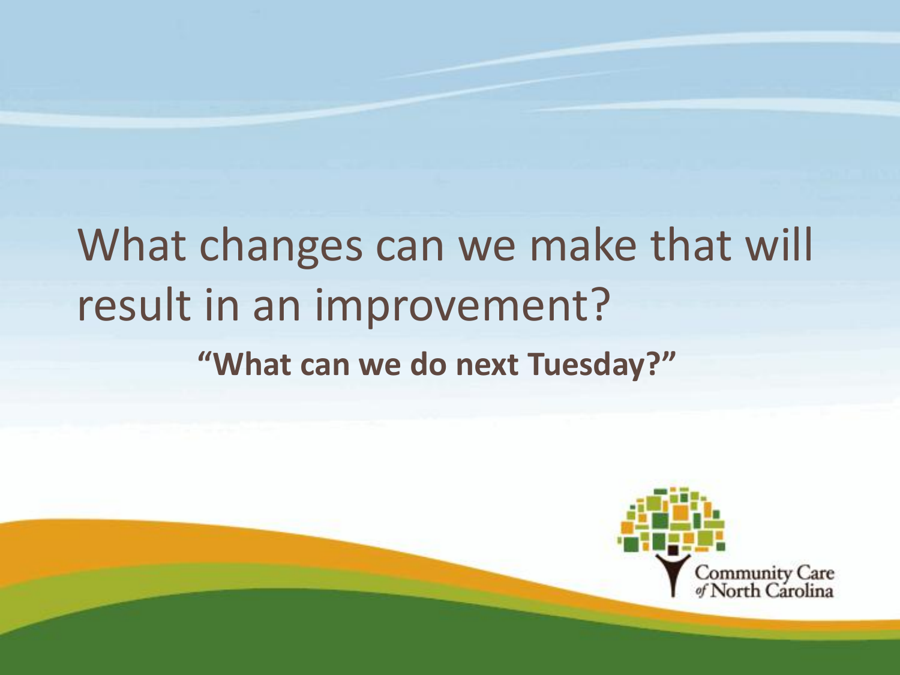# What changes can we make that will result in an improvement?

**“What can we do next Tuesday?”**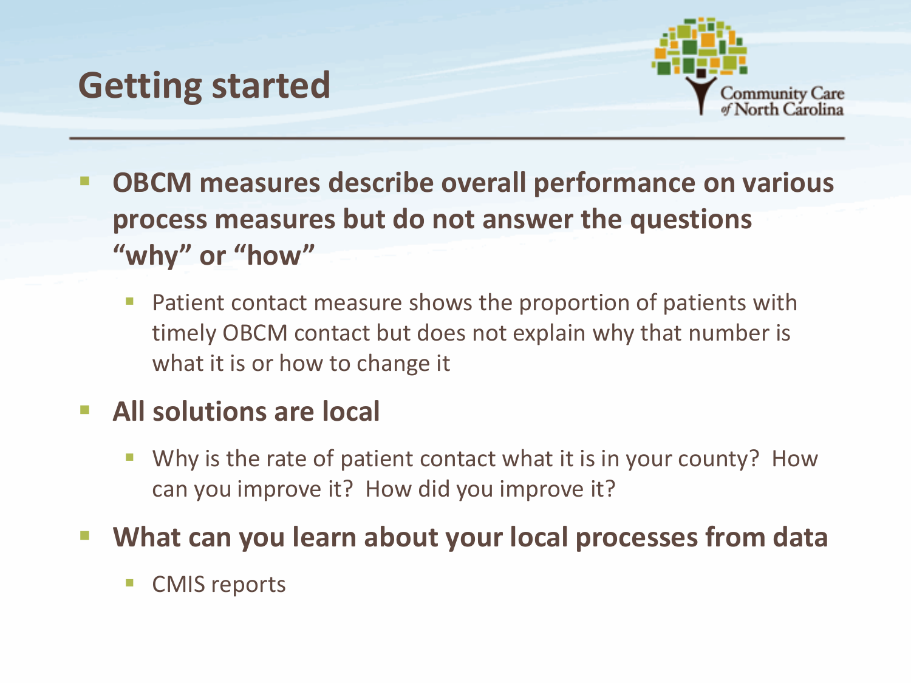# Getting started

- **OBCM measures describe overall performance on various process measures but do not answer the questions "why" or "how"**
  - Patient contact measure shows the proportion of patients with timely OBCM contact but does not explain why that number is what it is or how to change it
- **All solutions are local**
  - Why is the rate of patient contact what it is in your county? How can you improve it? How did you improve it?
- **What can you learn about your local processes from data**
  - CMIS reports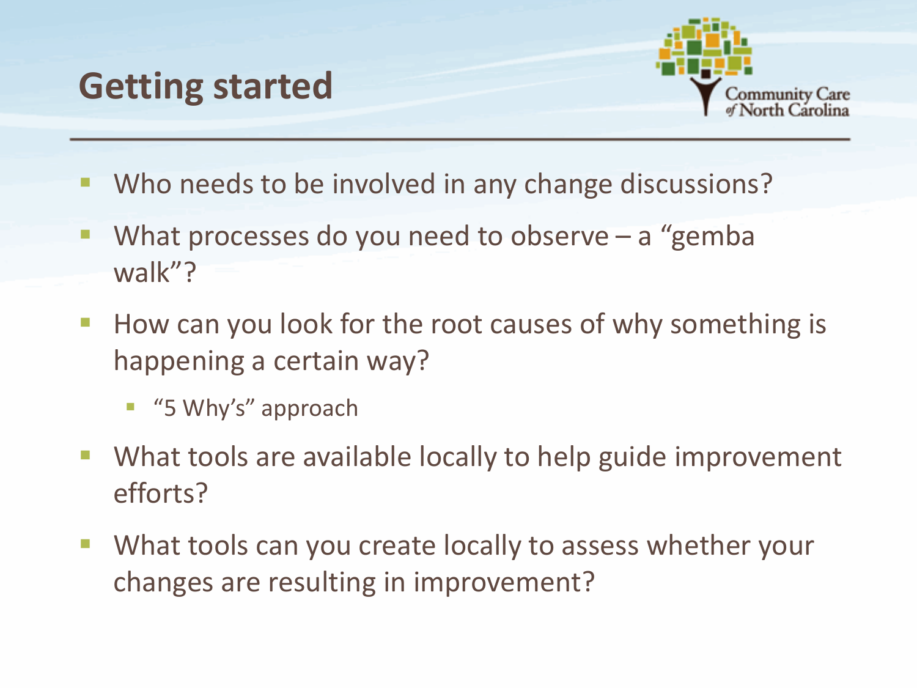# Getting started

- Who needs to be involved in any change discussions?
- What processes do you need to observe – a "gemba walk"?
- How can you look for the root causes of why something is happening a certain way?
  - "5 Why's" approach
- What tools are available locally to help guide improvement efforts?
- What tools can you create locally to assess whether your changes are resulting in improvement?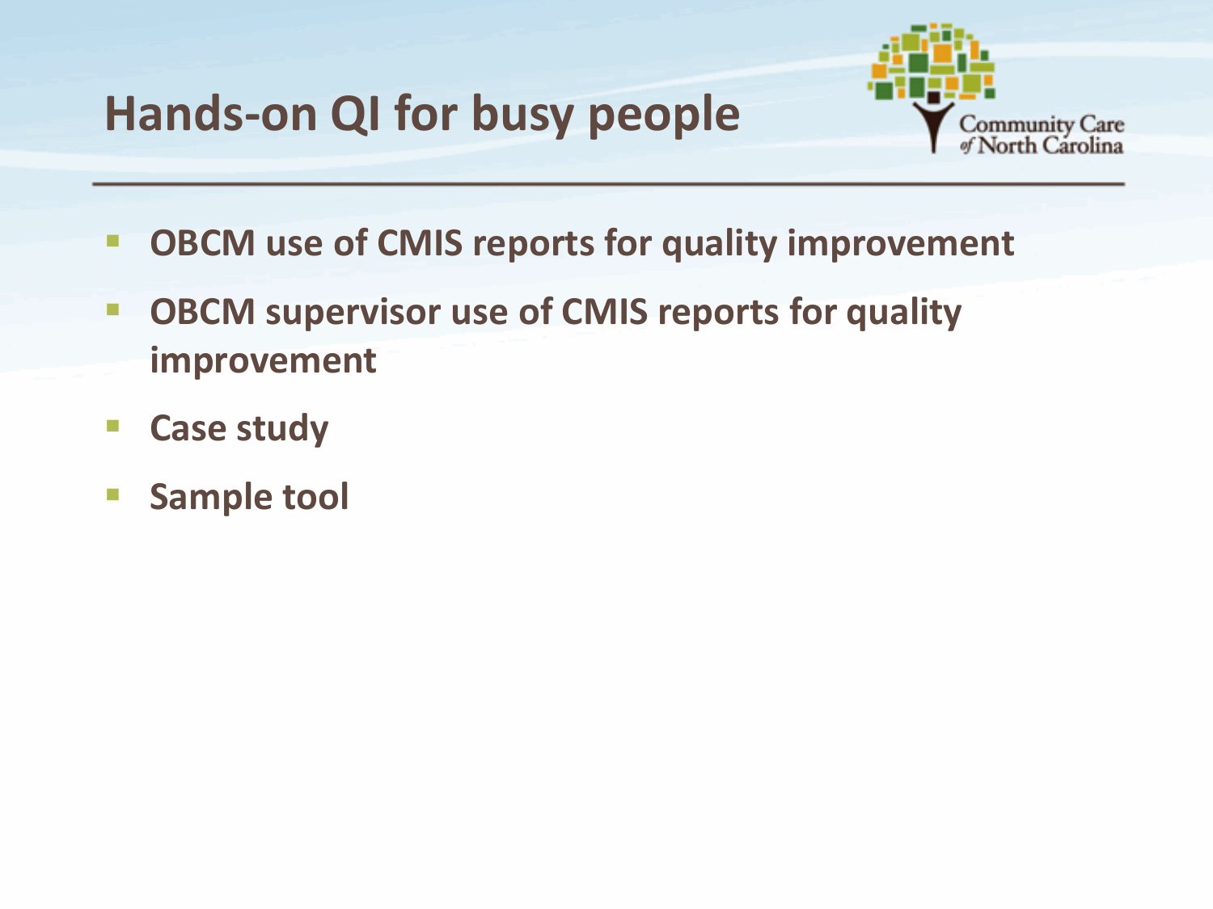# Hands-on QI for busy people

- OBCM use of CMIS reports for quality improvement
- OBCM supervisor use of CMIS reports for quality improvement
- Case study
- Sample tool